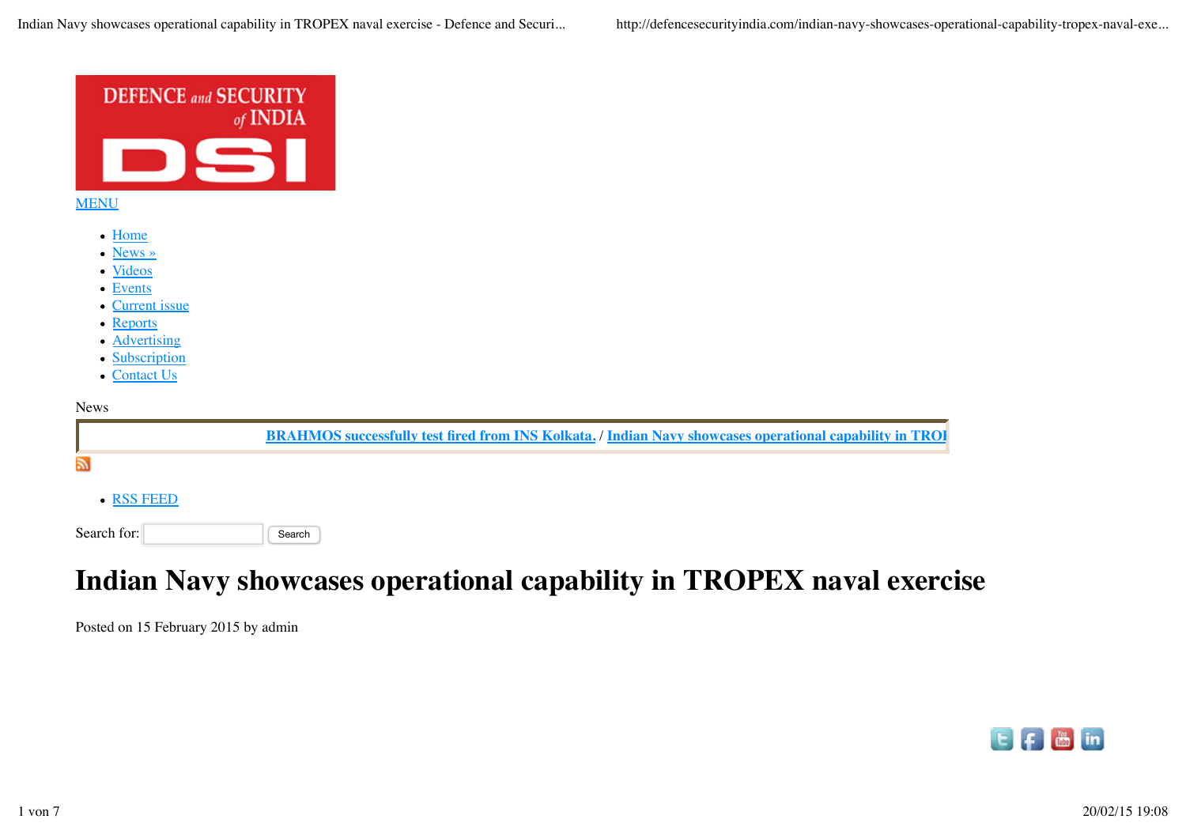DEFENCE and SECURITY of INDIA

DSI

MENU

- Home
- News »
- Videos
- Events
- Current issue
- Reports
- Advertising
- Subscription
- Contact Us

News

BRAHMOS successfully test fired from INS Kolkata. / Indian Navy showcases operational capability in TROI

- RSS FEED

Search for: Search

# Indian Navy showcases operational capability in TROPEX naval exercise

Posted on 15 February 2015 by admin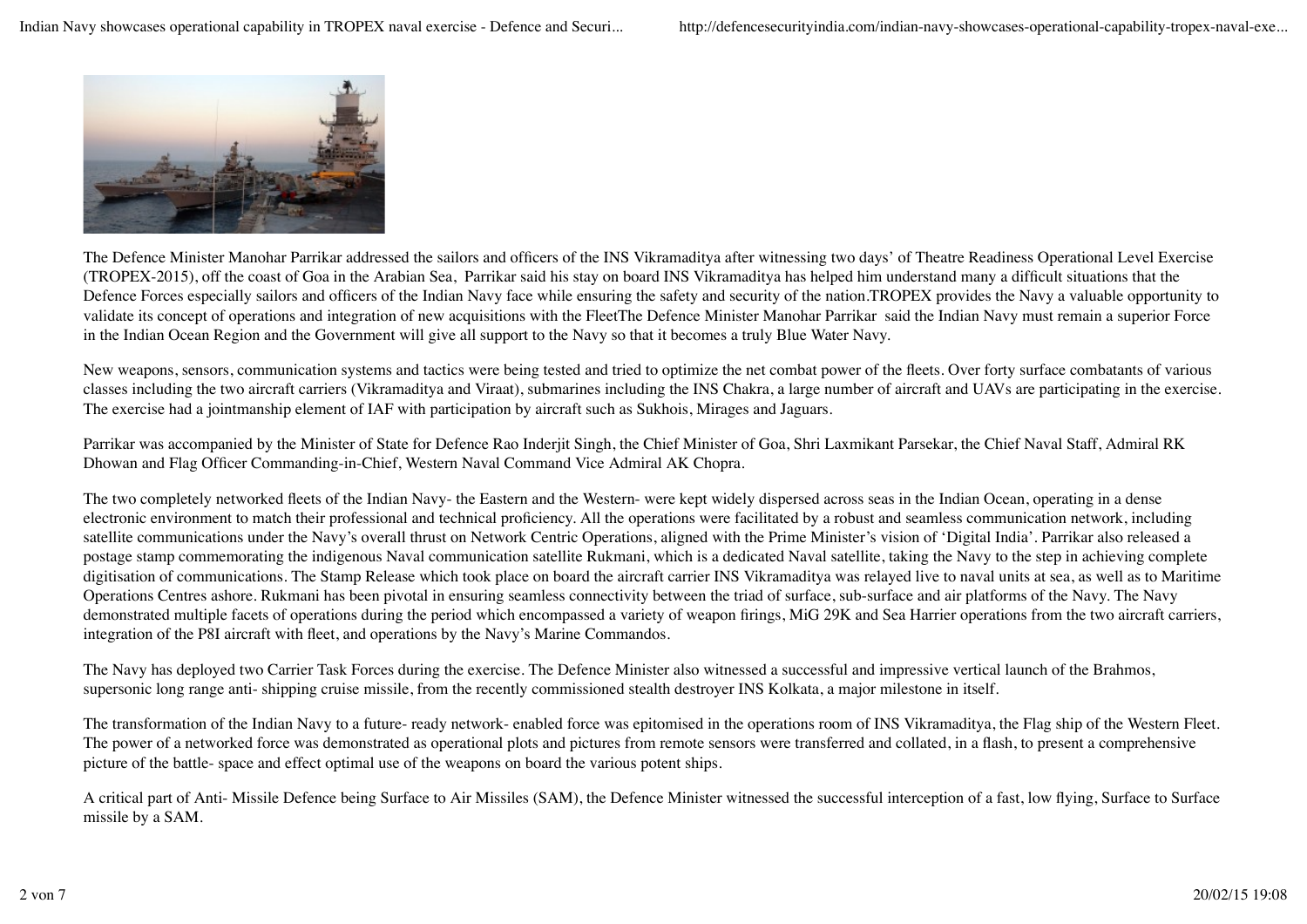The Defence Minister Manohar Parrikar addressed the sailors and officers of the INS Vikramaditya after witnessing two days' of Theatre Readiness Operational Level Exercise (TROPEX-2015), off the coast of Goa in the Arabian Sea, Parrikar said his stay on board INS Vikramaditya has helped him understand many a difficult situations that the Defence Forces especially sailors and officers of the Indian Navy face while ensuring the safety and security of the nation.TROPEX provides the Navy a valuable opportunity to validate its concept of operations and integration of new acquisitions with the FleetThe Defence Minister Manohar Parrikar said the Indian Navy must remain a superior Force in the Indian Ocean Region and the Government will give all support to the Navy so that it becomes a truly Blue Water Navy.

New weapons, sensors, communication systems and tactics were being tested and tried to optimize the net combat power of the fleets. Over forty surface combatants of various classes including the two aircraft carriers (Vikramaditya and Viraat), submarines including the INS Chakra, a large number of aircraft and UAVs are participating in the exercise. The exercise had a jointmanship element of IAF with participation by aircraft such as Sukhois, Mirages and Jaguars.

Parrikar was accompanied by the Minister of State for Defence Rao Inderjit Singh, the Chief Minister of Goa, Shri Laxmikant Parsekar, the Chief Naval Staff, Admiral RK Dhowan and Flag Officer Commanding-in-Chief, Western Naval Command Vice Admiral AK Chopra.

The two completely networked fleets of the Indian Navy- the Eastern and the Western- were kept widely dispersed across seas in the Indian Ocean, operating in a dense electronic environment to match their professional and technical proficiency. All the operations were facilitated by a robust and seamless communication network, including satellite communications under the Navy's overall thrust on Network Centric Operations, aligned with the Prime Minister's vision of 'Digital India'. Parrikar also released a postage stamp commemorating the indigenous Naval communication satellite Rukmani, which is a dedicated Naval satellite, taking the Navy to the step in achieving complete digitisation of communications. The Stamp Release which took place on board the aircraft carrier INS Vikramaditya was relayed live to naval units at sea, as well as to Maritime Operations Centres ashore. Rukmani has been pivotal in ensuring seamless connectivity between the triad of surface, sub-surface and air platforms of the Navy. The Navy demonstrated multiple facets of operations during the period which encompassed a variety of weapon firings, MiG 29K and Sea Harrier operations from the two aircraft carriers, integration of the P8I aircraft with fleet, and operations by the Navy's Marine Commandos.

The Navy has deployed two Carrier Task Forces during the exercise. The Defence Minister also witnessed a successful and impressive vertical launch of the Brahmos, supersonic long range anti- shipping cruise missile, from the recently commissioned stealth destroyer INS Kolkata, a major milestone in itself.

The transformation of the Indian Navy to a future- ready network- enabled force was epitomised in the operations room of INS Vikramaditya, the Flag ship of the Western Fleet. The power of a networked force was demonstrated as operational plots and pictures from remote sensors were transferred and collated, in a flash, to present a comprehensive picture of the battle- space and effect optimal use of the weapons on board the various potent ships.

A critical part of Anti- Missile Defence being Surface to Air Missiles (SAM), the Defence Minister witnessed the successful interception of a fast, low flying, Surface to Surface missile by a SAM.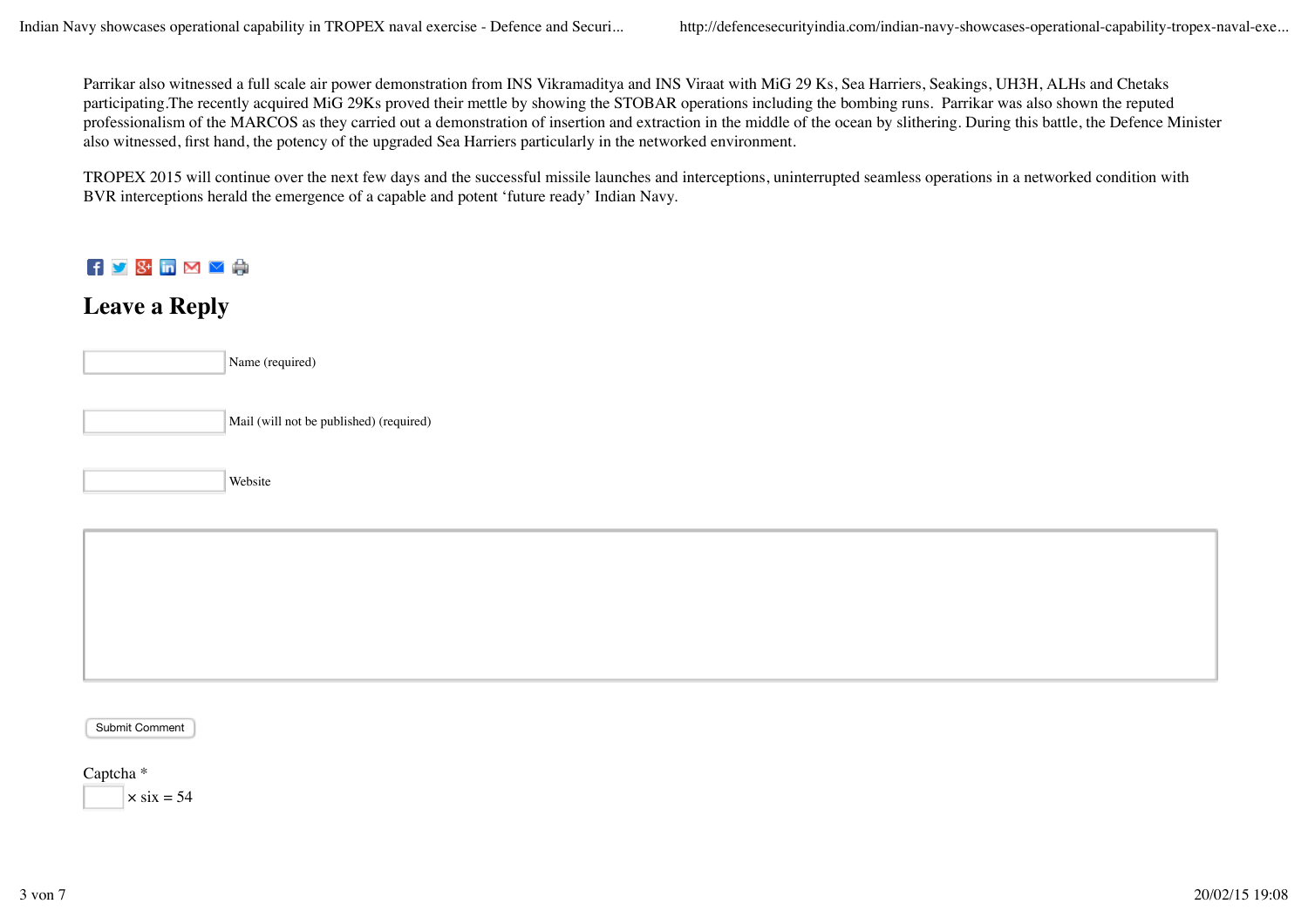Parrikar also witnessed a full scale air power demonstration from INS Vikramaditya and INS Viraat with MiG 29 Ks, Sea Harriers, Seakings, UH3H, ALHs and Chetaks participating.The recently acquired MiG 29Ks proved their mettle by showing the STOBAR operations including the bombing runs.  Parrikar was also shown the reputed professionalism of the MARCOS as they carried out a demonstration of insertion and extraction in the middle of the ocean by slithering. During this battle, the Defence Minister also witnessed, first hand, the potency of the upgraded Sea Harriers particularly in the networked environment.

TROPEX 2015 will continue over the next few days and the successful missile launches and interceptions, uninterrupted seamless operations in a networked condition with BVR interceptions herald the emergence of a capable and potent 'future ready' Indian Navy.

## Leave a Reply

Name (required)

Mail (will not be published) (required)

Website

Submit Comment

Captcha *

× six = 54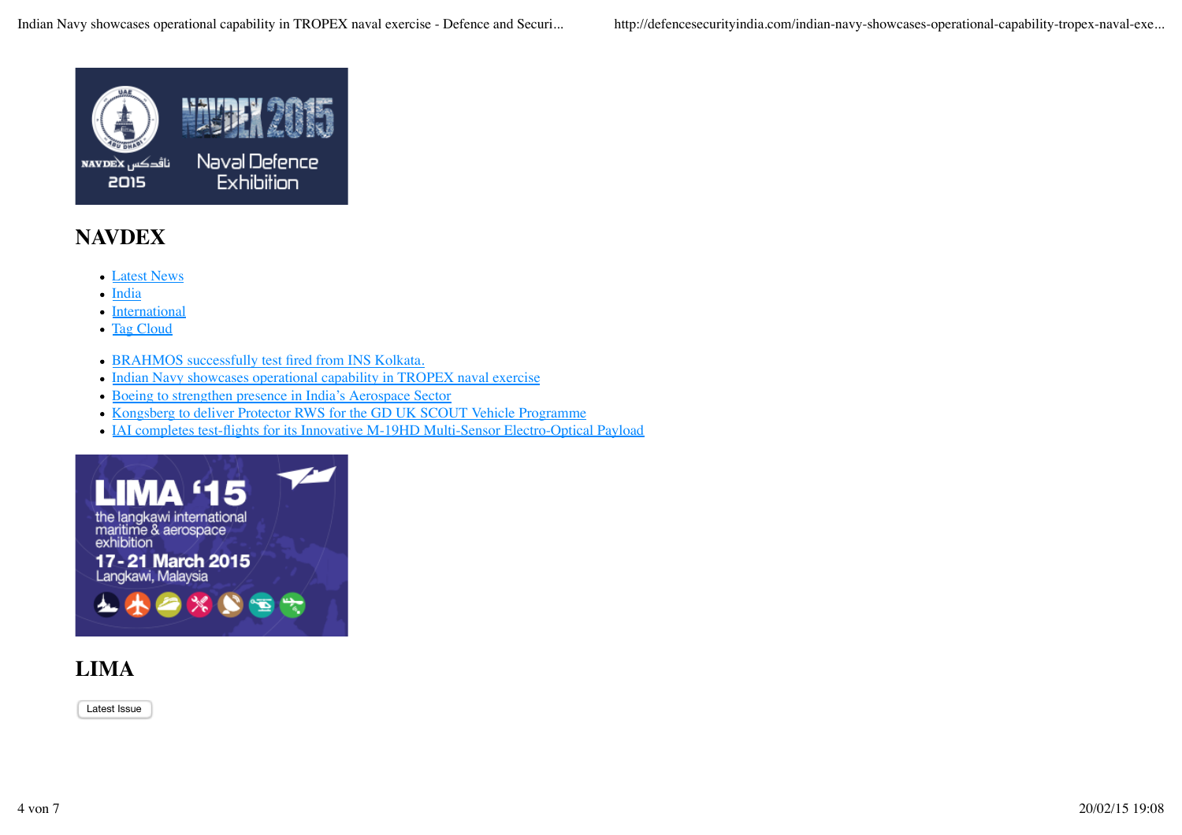## NAVDEX

- Latest News
- India
- International
- Tag Cloud

- BRAHMOS successfully test fired from INS Kolkata.
- Indian Navy showcases operational capability in TROPEX naval exercise
- Boeing to strengthen presence in India's Aerospace Sector
- Kongsberg to deliver Protector RWS for the GD UK SCOUT Vehicle Programme
- IAI completes test-flights for its Innovative M-19HD Multi-Sensor Electro-Optical Payload

## LIMA

Latest Issue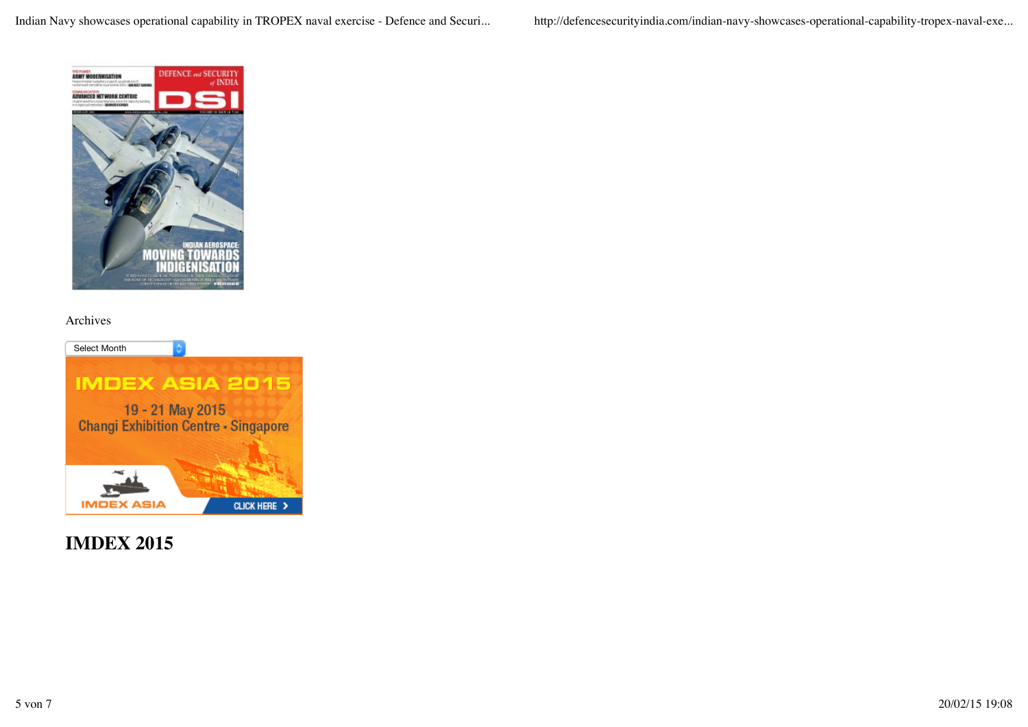Archives

Select Month

## IMDEX 2015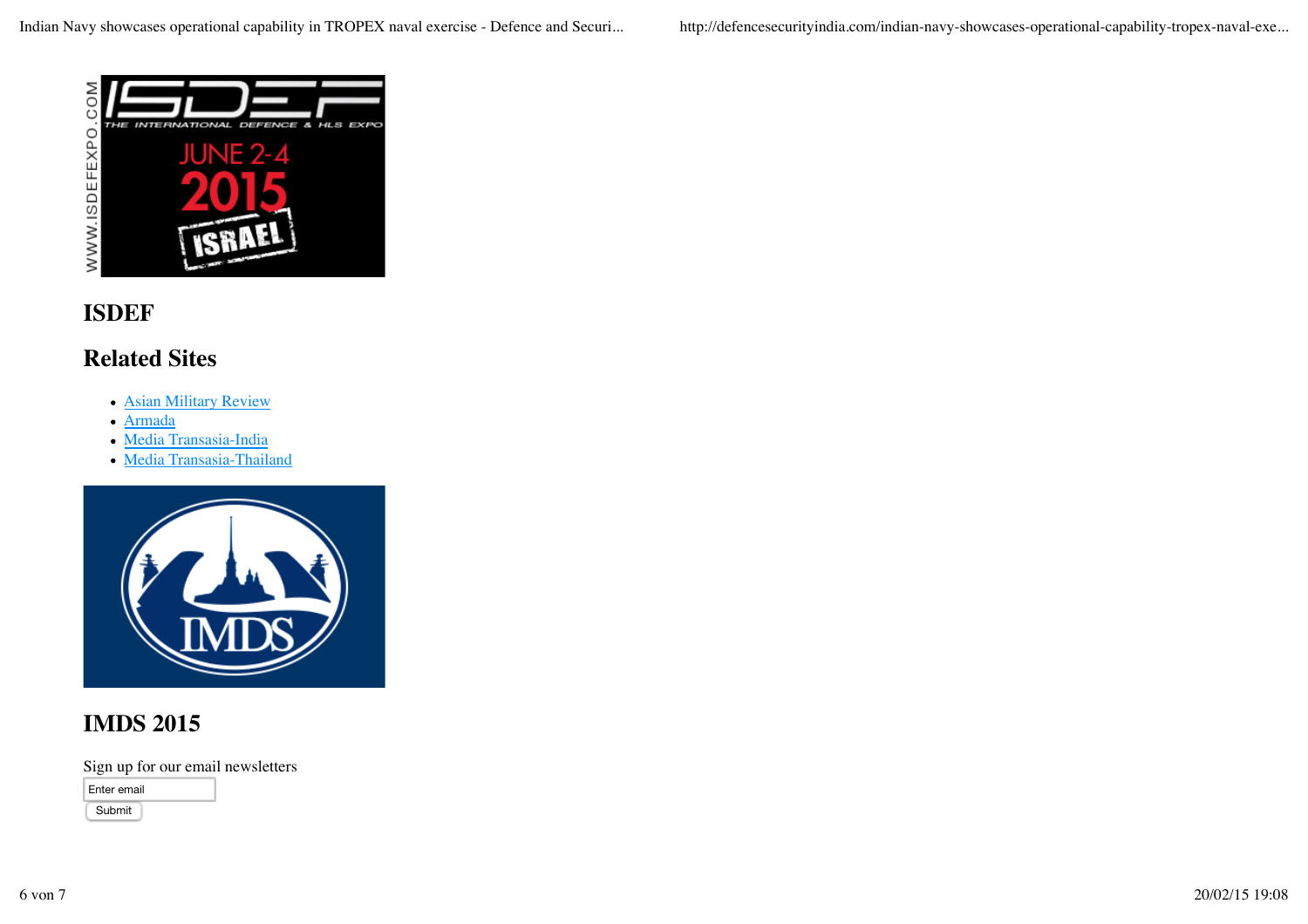## ISDEF

## Related Sites

- Asian Military Review
- Armada
- Media Transasia-India
- Media Transasia-Thailand

## IMDS 2015

Sign up for our email newsletters

Enter email

Submit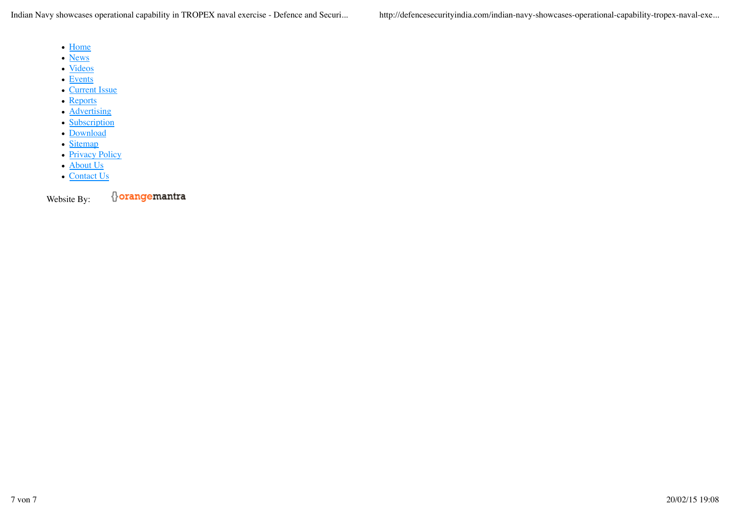- Home
- News
- Videos
- Events
- Current Issue
- Reports
- Advertising
- Subscription
- Download
- Sitemap
- Privacy Policy
- About Us
- Contact Us

Website By: {}orangemantra